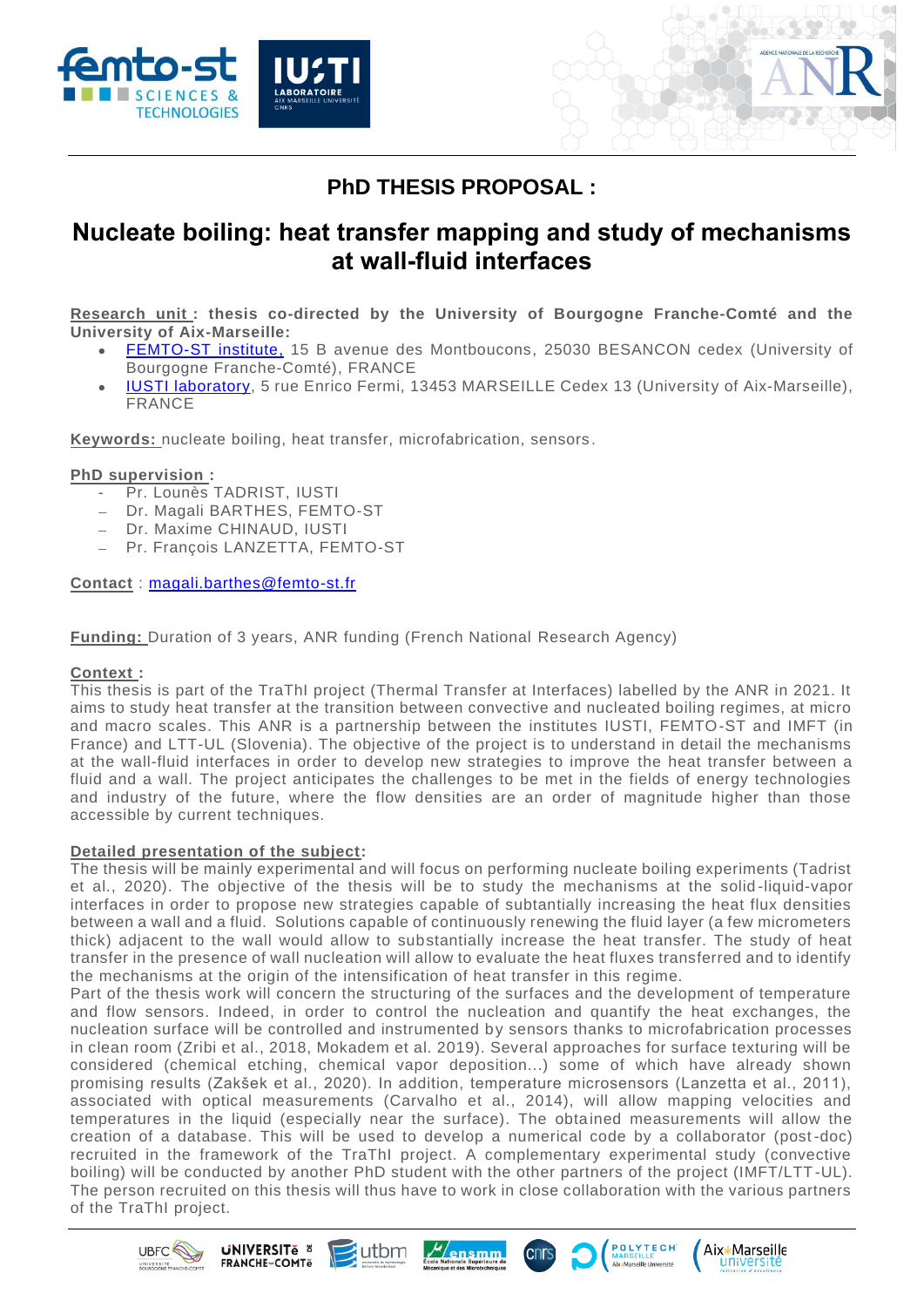# PhD THESIS PROPOSAL :

## Nucleate boiling: heat transfer mapping and study of mechanisms at wall-fluid interfaces

**Research unit : thesis co-directed by the University of Bourgogne Franche-Comté and the University of Aix-Marseille:**

- FEMTO-ST institute, 15 B avenue des Montboucons, 25030 BESANCON cedex (University of Bourgogne Franche-Comté), FRANCE
- IUSTI laboratory, 5 rue Enrico Fermi, 13453 MARSEILLE Cedex 13 (University of Aix-Marseille), FRANCE

**Keywords:** nucleate boiling, heat transfer, microfabrication, sensors.

**PhD supervision :**

- Pr. Lounès TADRIST, IUSTI
- Dr. Magali BARTHES, FEMTO-ST
- Dr. Maxime CHINAUD, IUSTI
- Pr. François LANZETTA, FEMTO-ST

**Contact** : magali.barthes@femto-st.fr

**Funding:** Duration of 3 years, ANR funding (French National Research Agency)

**Context :**

This thesis is part of the TraThI project (Thermal Transfer at Interfaces) labelled by the ANR in 2021. It aims to study heat transfer at the transition between convective and nucleated boiling regimes, at micro and macro scales. This ANR is a partnership between the institutes IUSTI, FEMTO-ST and IMFT (in France) and LTT-UL (Slovenia). The objective of the project is to understand in detail the mechanisms at the wall-fluid interfaces in order to develop new strategies to improve the heat transfer between a fluid and a wall. The project anticipates the challenges to be met in the fields of energy technologies and industry of the future, where the flow densities are an order of magnitude higher than those accessible by current techniques.

**Detailed presentation of the subject:**

The thesis will be mainly experimental and will focus on performing nucleate boiling experiments (Tadrist et al., 2020). The objective of the thesis will be to study the mechanisms at the solid-liquid-vapor interfaces in order to propose new strategies capable of subtantially increasing the heat flux densities between a wall and a fluid. Solutions capable of continuously renewing the fluid layer (a few micrometers thick) adjacent to the wall would allow to substantially increase the heat transfer. The study of heat transfer in the presence of wall nucleation will allow to evaluate the heat fluxes transferred and to identify the mechanisms at the origin of the intensification of heat transfer in this regime.

Part of the thesis work will concern the structuring of the surfaces and the development of temperature and flow sensors. Indeed, in order to control the nucleation and quantify the heat exchanges, the nucleation surface will be controlled and instrumented by sensors thanks to microfabrication processes in clean room (Zribi et al., 2018, Mokadem et al. 2019). Several approaches for surface texturing will be considered (chemical etching, chemical vapor deposition...) some of which have already shown promising results (Zakšek et al., 2020). In addition, temperature microsensors (Lanzetta et al., 2011), associated with optical measurements (Carvalho et al., 2014), will allow mapping velocities and temperatures in the liquid (especially near the surface). The obtained measurements will allow the creation of a database. This will be used to develop a numerical code by a collaborator (post-doc) recruited in the framework of the TraThI project. A complementary experimental study (convective boiling) will be conducted by another PhD student with the other partners of the project (IMFT/LTT-UL). The person recruited on this thesis will thus have to work in close collaboration with the various partners of the TraThI project.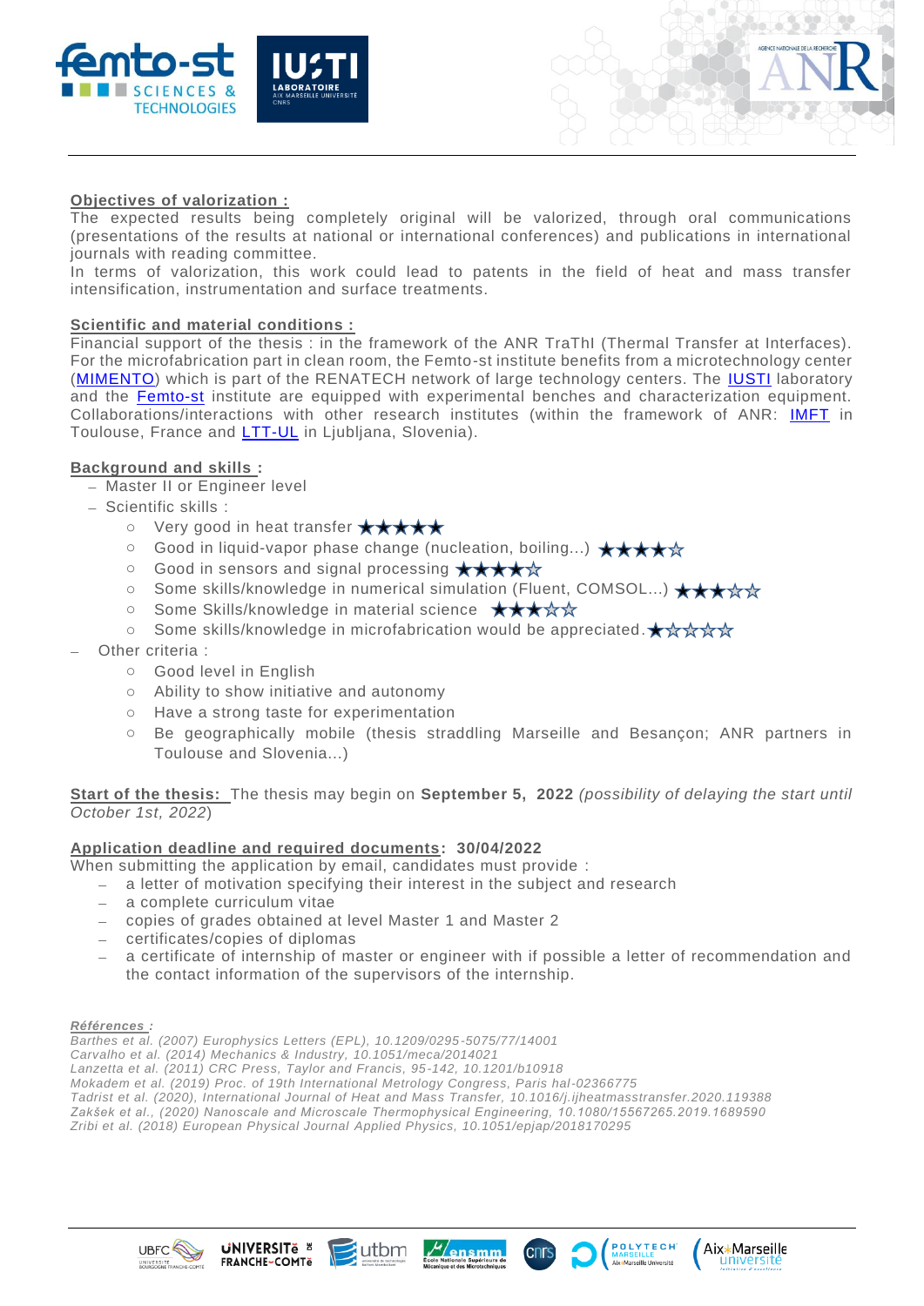**Objectives of valorization :**
The expected results being completely original will be valorized, through oral communications (presentations of the results at national or international conferences) and publications in international journals with reading committee.
In terms of valorization, this work could lead to patents in the field of heat and mass transfer intensification, instrumentation and surface treatments.

**Scientific and material conditions :**
Financial support of the thesis : in the framework of the ANR TraThI (Thermal Transfer at Interfaces). For the microfabrication part in clean room, the Femto-st institute benefits from a microtechnology center (MIMENTO) which is part of the RENATECH network of large technology centers. The IUSTI laboratory and the Femto-st institute are equipped with experimental benches and characterization equipment. Collaborations/interactions with other research institutes (within the framework of ANR: IMFT in Toulouse, France and LTT-UL in Ljubljana, Slovenia).

**Background and skills :**

- Master II or Engineer level
- Scientific skills :
  - Very good in heat transfer ★★★★★
  - Good in liquid-vapor phase change (nucleation, boiling...) ★★★★☆
  - Good in sensors and signal processing ★★★★☆
  - Some skills/knowledge in numerical simulation (Fluent, COMSOL...) ★★★☆☆
  - Some Skills/knowledge in material science ★★★☆☆
  - Some skills/knowledge in microfabrication would be appreciated.★☆☆☆☆
- Other criteria :
  - Good level in English
  - Ability to show initiative and autonomy
  - Have a strong taste for experimentation
  - Be geographically mobile (thesis straddling Marseille and Besançon; ANR partners in Toulouse and Slovenia...)

**Start of the thesis:** The thesis may begin on **September 5, 2022** *(possibility of delaying the start until October 1st, 2022)*

**Application deadline and required documents: 30/04/2022**
When submitting the application by email, candidates must provide :

- a letter of motivation specifying their interest in the subject and research
- a complete curriculum vitae
- copies of grades obtained at level Master 1 and Master 2
- certificates/copies of diplomas
- a certificate of internship of master or engineer with if possible a letter of recommendation and the contact information of the supervisors of the internship.

***Références :***
*Barthes et al. (2007) Europhysics Letters (EPL), 10.1209/0295-5075/77/14001*
*Carvalho et al. (2014) Mechanics & Industry, 10.1051/meca/2014021*
*Lanzetta et al. (2011) CRC Press, Taylor and Francis, 95-142, 10.1201/b10918*
*Mokadem et al. (2019) Proc. of 19th International Metrology Congress, Paris hal-02366775*
*Tadrist et al. (2020), International Journal of Heat and Mass Transfer, 10.1016/j.ijheatmasstransfer.2020.119388*
*Zakšek et al., (2020) Nanoscale and Microscale Thermophysical Engineering, 10.1080/15567265.2019.1689590*
*Zribi et al. (2018) European Physical Journal Applied Physics, 10.1051/epjap/2018170295*